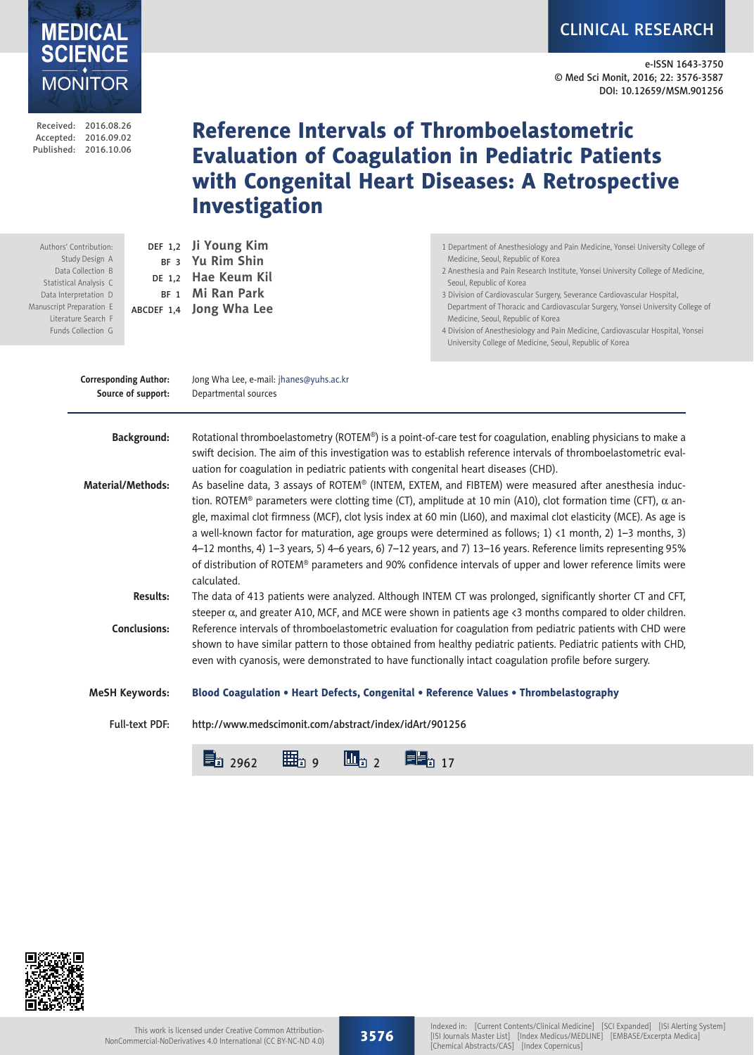CLINICAL RESEARCH

e-ISSN 1643-3750
© Med Sci Monit, 2016; 22: 3576-3587
DOI: 10.12659/MSM.901256

Received: 2016.08.26
Accepted: 2016.09.02
Published: 2016.10.06

# Reference Intervals of Thromboelastometric Evaluation of Coagulation in Pediatric Patients with Congenital Heart Diseases: A Retrospective Investigation

Authors' Contribution:
Study Design A
Data Collection B
Statistical Analysis C
Data Interpretation D
Manuscript Preparation E
Literature Search F
Funds Collection G

DEF 1,2 **Ji Young Kim**
BF 3 **Yu Rim Shin**
DE 1,2 **Hae Keum Kil**
BF 1 **Mi Ran Park**
ABCDEF 1,4 **Jong Wha Lee**

1 Department of Anesthesiology and Pain Medicine, Yonsei University College of Medicine, Seoul, Republic of Korea
2 Anesthesia and Pain Research Institute, Yonsei University College of Medicine, Seoul, Republic of Korea
3 Division of Cardiovascular Surgery, Severance Cardiovascular Hospital, Department of Thoracic and Cardiovascular Surgery, Yonsei University College of Medicine, Seoul, Republic of Korea
4 Division of Anesthesiology and Pain Medicine, Cardiovascular Hospital, Yonsei University College of Medicine, Seoul, Republic of Korea

**Corresponding Author:** Jong Wha Lee, e-mail: jhanes@yuhs.ac.kr
**Source of support:** Departmental sources

**Background:** Rotational thromboelastometry (ROTEM®) is a point-of-care test for coagulation, enabling physicians to make a swift decision. The aim of this investigation was to establish reference intervals of thromboelastometric evaluation for coagulation in pediatric patients with congenital heart diseases (CHD).

**Material/Methods:** As baseline data, 3 assays of ROTEM® (INTEM, EXTEM, and FIBTEM) were measured after anesthesia induction. ROTEM® parameters were clotting time (CT), amplitude at 10 min (A10), clot formation time (CFT), α angle, maximal clot firmness (MCF), clot lysis index at 60 min (LI60), and maximal clot elasticity (MCE). As age is a well-known factor for maturation, age groups were determined as follows; 1) <1 month, 2) 1–3 months, 3) 4–12 months, 4) 1–3 years, 5) 4–6 years, 6) 7–12 years, and 7) 13–16 years. Reference limits representing 95% of distribution of ROTEM® parameters and 90% confidence intervals of upper and lower reference limits were calculated.

**Results:** The data of 413 patients were analyzed. Although INTEM CT was prolonged, significantly shorter CT and CFT, steeper α, and greater A10, MCF, and MCE were shown in patients age <3 months compared to older children.

**Conclusions:** Reference intervals of thromboelastometric evaluation for coagulation from pediatric patients with CHD were shown to have similar pattern to those obtained from healthy pediatric patients. Pediatric patients with CHD, even with cyanosis, were demonstrated to have functionally intact coagulation profile before surgery.

**MeSH Keywords:** **Blood Coagulation • Heart Defects, Congenital • Reference Values • Thrombelastography**

**Full-text PDF:** http://www.medscimonit.com/abstract/index/idArt/901256

2962 9 2 17

This work is licensed under Creative Common Attribution-NonCommercial-NoDerivatives 4.0 International (CC BY-NC-ND 4.0)

Indexed in: [Current Contents/Clinical Medicine] [SCI Expanded] [ISI Alerting System] [ISI Journals Master List] [Index Medicus/MEDLINE] [EMBASE/Excerpta Medica] [Chemical Abstracts/CAS] [Index Copernicus]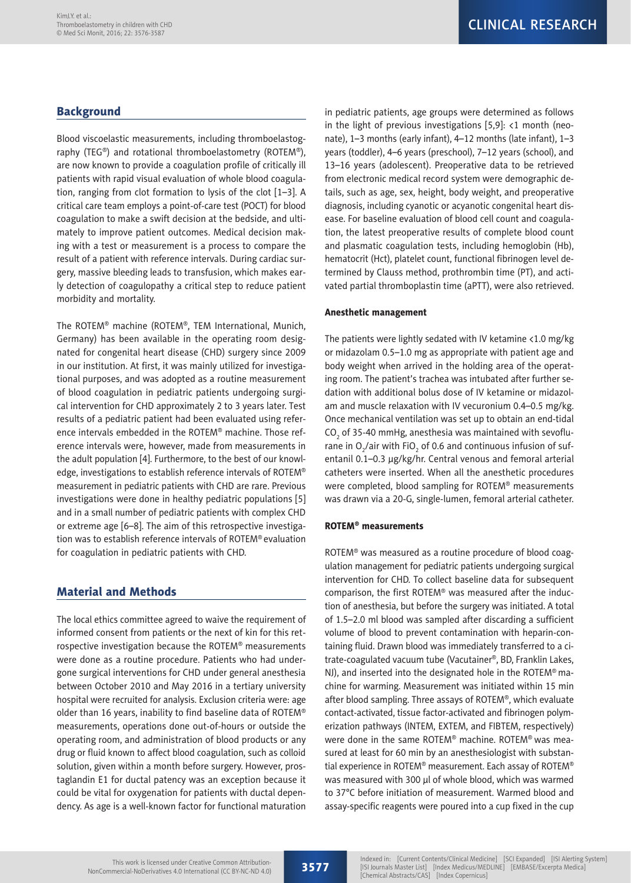## Background

Blood viscoelastic measurements, including thromboelastography (TEG®) and rotational thromboelastometry (ROTEM®), are now known to provide a coagulation profile of critically ill patients with rapid visual evaluation of whole blood coagulation, ranging from clot formation to lysis of the clot [1–3]. A critical care team employs a point-of-care test (POCT) for blood coagulation to make a swift decision at the bedside, and ultimately to improve patient outcomes. Medical decision making with a test or measurement is a process to compare the result of a patient with reference intervals. During cardiac surgery, massive bleeding leads to transfusion, which makes early detection of coagulopathy a critical step to reduce patient morbidity and mortality.

The ROTEM® machine (ROTEM®, TEM International, Munich, Germany) has been available in the operating room designated for congenital heart disease (CHD) surgery since 2009 in our institution. At first, it was mainly utilized for investigational purposes, and was adopted as a routine measurement of blood coagulation in pediatric patients undergoing surgical intervention for CHD approximately 2 to 3 years later. Test results of a pediatric patient had been evaluated using reference intervals embedded in the ROTEM® machine. Those reference intervals were, however, made from measurements in the adult population [4]. Furthermore, to the best of our knowledge, investigations to establish reference intervals of ROTEM® measurement in pediatric patients with CHD are rare. Previous investigations were done in healthy pediatric populations [5] and in a small number of pediatric patients with complex CHD or extreme age [6–8]. The aim of this retrospective investigation was to establish reference intervals of ROTEM® evaluation for coagulation in pediatric patients with CHD.

## Material and Methods

The local ethics committee agreed to waive the requirement of informed consent from patients or the next of kin for this retrospective investigation because the ROTEM® measurements were done as a routine procedure. Patients who had undergone surgical interventions for CHD under general anesthesia between October 2010 and May 2016 in a tertiary university hospital were recruited for analysis. Exclusion criteria were: age older than 16 years, inability to find baseline data of ROTEM® measurements, operations done out-of-hours or outside the operating room, and administration of blood products or any drug or fluid known to affect blood coagulation, such as colloid solution, given within a month before surgery. However, prostaglandin E1 for ductal patency was an exception because it could be vital for oxygenation for patients with ductal dependency. As age is a well-known factor for functional maturation in pediatric patients, age groups were determined as follows in the light of previous investigations [5,9]: <1 month (neonate), 1–3 months (early infant), 4–12 months (late infant), 1–3 years (toddler), 4–6 years (preschool), 7–12 years (school), and 13–16 years (adolescent). Preoperative data to be retrieved from electronic medical record system were demographic details, such as age, sex, height, body weight, and preoperative diagnosis, including cyanotic or acyanotic congenital heart disease. For baseline evaluation of blood cell count and coagulation, the latest preoperative results of complete blood count and plasmatic coagulation tests, including hemoglobin (Hb), hematocrit (Hct), platelet count, functional fibrinogen level determined by Clauss method, prothrombin time (PT), and activated partial thromboplastin time (aPTT), were also retrieved.

### Anesthetic management

The patients were lightly sedated with IV ketamine <1.0 mg/kg or midazolam 0.5–1.0 mg as appropriate with patient age and body weight when arrived in the holding area of the operating room. The patient's trachea was intubated after further sedation with additional bolus dose of IV ketamine or midazolam and muscle relaxation with IV vecuronium 0.4–0.5 mg/kg. Once mechanical ventilation was set up to obtain an end-tidal $CO_2$ of 35-40 mmHg, anesthesia was maintained with sevoflurane in $O_2$/air with $FiO_2$ of 0.6 and continuous infusion of sufentanil 0.1–0.3 μg/kg/hr. Central venous and femoral arterial catheters were inserted. When all the anesthetic procedures were completed, blood sampling for ROTEM® measurements was drawn via a 20-G, single-lumen, femoral arterial catheter.

### ROTEM® measurements

ROTEM® was measured as a routine procedure of blood coagulation management for pediatric patients undergoing surgical intervention for CHD. To collect baseline data for subsequent comparison, the first ROTEM® was measured after the induction of anesthesia, but before the surgery was initiated. A total of 1.5–2.0 ml blood was sampled after discarding a sufficient volume of blood to prevent contamination with heparin-containing fluid. Drawn blood was immediately transferred to a citrate-coagulated vacuum tube (Vacutainer®, BD, Franklin Lakes, NJ), and inserted into the designated hole in the ROTEM® machine for warming. Measurement was initiated within 15 min after blood sampling. Three assays of ROTEM®, which evaluate contact-activated, tissue factor-activated and fibrinogen polymerization pathways (INTEM, EXTEM, and FIBTEM, respectively) were done in the same ROTEM® machine. ROTEM® was measured at least for 60 min by an anesthesiologist with substantial experience in ROTEM® measurement. Each assay of ROTEM® was measured with 300 μl of whole blood, which was warmed to 37°C before initiation of measurement. Warmed blood and assay-specific reagents were poured into a cup fixed in the cup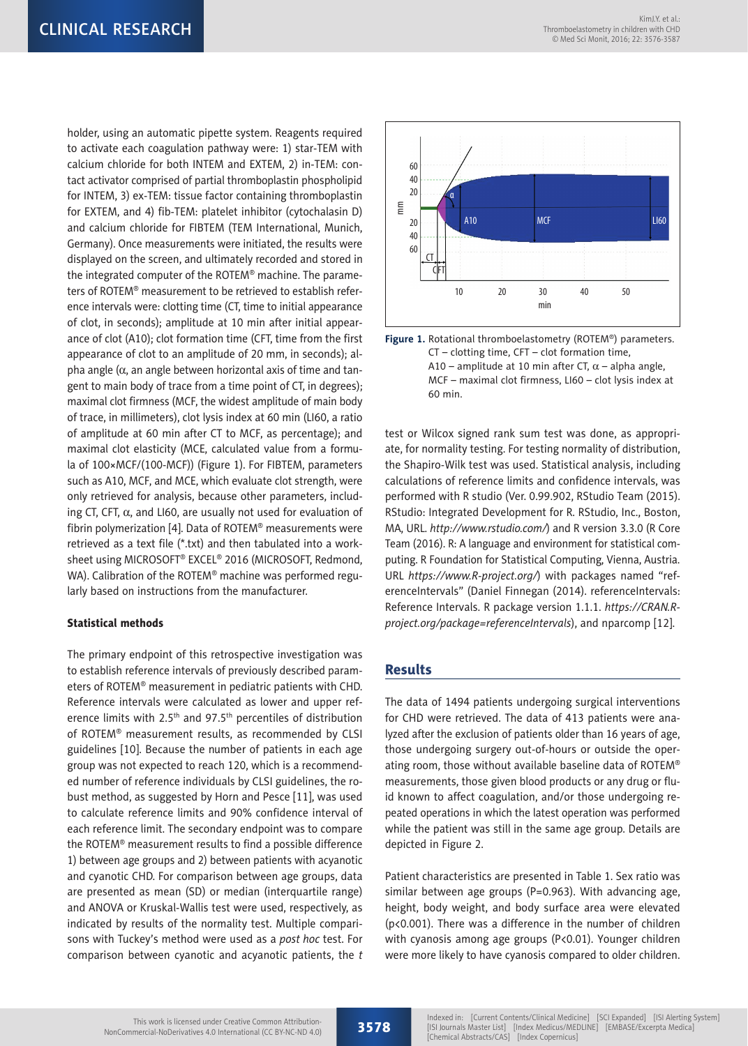holder, using an automatic pipette system. Reagents required to activate each coagulation pathway were: 1) star-TEM with calcium chloride for both INTEM and EXTEM, 2) in-TEM: contact activator comprised of partial thromboplastin phospholipid for INTEM, 3) ex-TEM: tissue factor containing thromboplastin for EXTEM, and 4) fib-TEM: platelet inhibitor (cytochalasin D) and calcium chloride for FIBTEM (TEM International, Munich, Germany). Once measurements were initiated, the results were displayed on the screen, and ultimately recorded and stored in the integrated computer of the ROTEM® machine. The parameters of ROTEM® measurement to be retrieved to establish reference intervals were: clotting time (CT, time to initial appearance of clot, in seconds); amplitude at 10 min after initial appearance of clot (A10); clot formation time (CFT, time from the first appearance of clot to an amplitude of 20 mm, in seconds); alpha angle (α, an angle between horizontal axis of time and tangent to main body of trace from a time point of CT, in degrees); maximal clot firmness (MCF, the widest amplitude of main body of trace, in millimeters), clot lysis index at 60 min (LI60, a ratio of amplitude at 60 min after CT to MCF, as percentage); and maximal clot elasticity (MCE, calculated value from a formula of 100×MCF/(100-MCF)) (Figure 1). For FIBTEM, parameters such as A10, MCF, and MCE, which evaluate clot strength, were only retrieved for analysis, because other parameters, including CT, CFT, α, and LI60, are usually not used for evaluation of fibrin polymerization [4]. Data of ROTEM® measurements were retrieved as a text file (*.txt) and then tabulated into a worksheet using MICROSOFT® EXCEL® 2016 (MICROSOFT, Redmond, WA). Calibration of the ROTEM® machine was performed regularly based on instructions from the manufacturer.

**Figure 1.** Rotational thromboelastometry (ROTEM®) parameters. CT – clotting time, CFT – clot formation time, A10 – amplitude at 10 min after CT, α – alpha angle, MCF – maximal clot firmness, LI60 – clot lysis index at 60 min.

### Statistical methods

The primary endpoint of this retrospective investigation was to establish reference intervals of previously described parameters of ROTEM® measurement in pediatric patients with CHD. Reference intervals were calculated as lower and upper reference limits with 2.5th and 97.5th percentiles of distribution of ROTEM® measurement results, as recommended by CLSI guidelines [10]. Because the number of patients in each age group was not expected to reach 120, which is a recommended number of reference individuals by CLSI guidelines, the robust method, as suggested by Horn and Pesce [11], was used to calculate reference limits and 90% confidence interval of each reference limit. The secondary endpoint was to compare the ROTEM® measurement results to find a possible difference 1) between age groups and 2) between patients with acyanotic and cyanotic CHD. For comparison between age groups, data are presented as mean (SD) or median (interquartile range) and ANOVA or Kruskal-Wallis test were used, respectively, as indicated by results of the normality test. Multiple comparisons with Tuckey's method were used as a *post hoc* test. For comparison between cyanotic and acyanotic patients, the *t* test or Wilcox signed rank sum test was done, as appropriate, for normality testing. For testing normality of distribution, the Shapiro-Wilk test was used. Statistical analysis, including calculations of reference limits and confidence intervals, was performed with R studio (Ver. 0.99.902, RStudio Team (2015). RStudio: Integrated Development for R. RStudio, Inc., Boston, MA, URL. *http://www.rstudio.com/*) and R version 3.3.0 (R Core Team (2016). R: A language and environment for statistical computing. R Foundation for Statistical Computing, Vienna, Austria. URL *https://www.R-project.org/*) with packages named "referenceIntervals" (Daniel Finnegan (2014). referenceIntervals: Reference Intervals. R package version 1.1.1. *https://CRAN.R-project.org/package=referenceIntervals*), and nparcomp [12].

## Results

The data of 1494 patients undergoing surgical interventions for CHD were retrieved. The data of 413 patients were analyzed after the exclusion of patients older than 16 years of age, those undergoing surgery out-of-hours or outside the operating room, those without available baseline data of ROTEM® measurements, those given blood products or any drug or fluid known to affect coagulation, and/or those undergoing repeated operations in which the latest operation was performed while the patient was still in the same age group. Details are depicted in Figure 2.

Patient characteristics are presented in Table 1. Sex ratio was similar between age groups (P=0.963). With advancing age, height, body weight, and body surface area were elevated ($p<0.001$). There was a difference in the number of children with cyanosis among age groups ($P<0.01$). Younger children were more likely to have cyanosis compared to older children.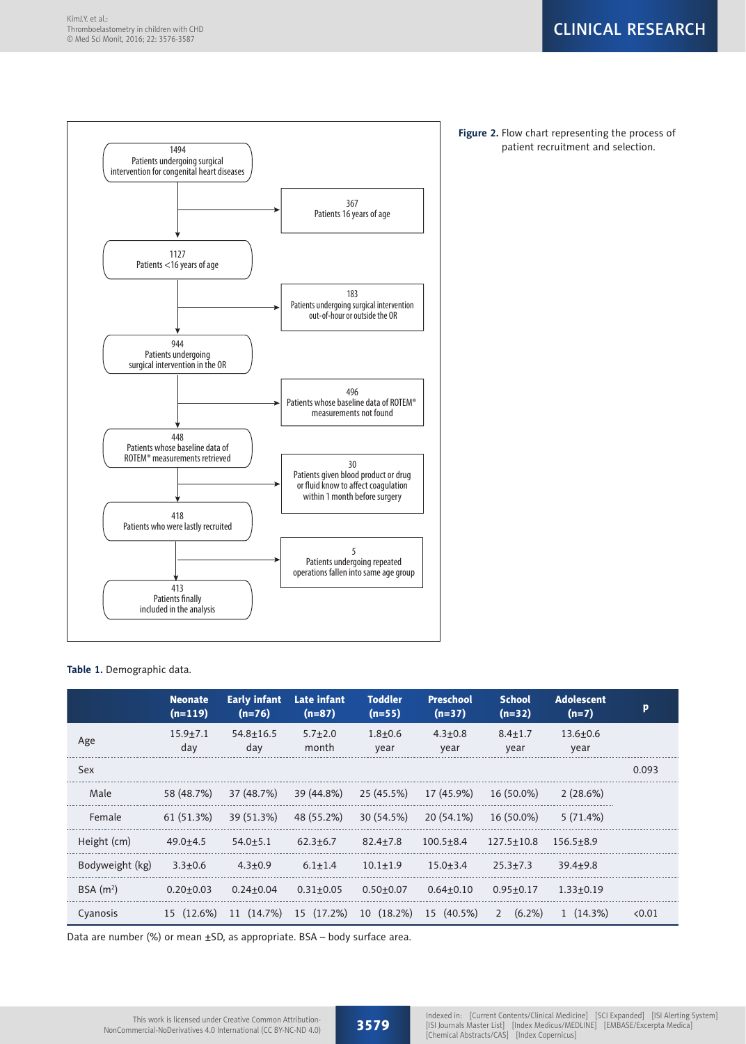1494
Patients undergoing surgical intervention for congenital heart diseases

367
Patients 16 years of age

1127
Patients <16 years of age

183
Patients undergoing surgical intervention out-of-hour or outside the OR

944
Patients undergoing surgical intervention in the OR

496
Patients whose baseline data of ROTEM® measurements not found

448
Patients whose baseline data of ROTEM® measurements retrieved

30
Patients given blood product or drug or fluid know to affect coagulation within 1 month before surgery

418
Patients who were lastly recruited

5
Patients undergoing repeated operations fallen into same age group

413
Patients finally included in the analysis

**Figure 2.** Flow chart representing the process of patient recruitment and selection.

**Table 1.** Demographic data.

| | Neonate (n=119) | Early infant (n=76) | Late infant (n=87) | Toddler (n=55) | Preschool (n=37) | School (n=32) | Adolescent (n=7) | p |
|---|---|---|---|---|---|---|---|---|
| Age | 15.9±7.1 day | 54.8±16.5 day | 5.7±2.0 month | 1.8±0.6 year | 4.3±0.8 year | 8.4±1.7 year | 13.6±0.6 year | |
| Sex | | | | | | | | 0.093 |
| Male | 58 (48.7%) | 37 (48.7%) | 39 (44.8%) | 25 (45.5%) | 17 (45.9%) | 16 (50.0%) | 2 (28.6%) | |
| Female | 61 (51.3%) | 39 (51.3%) | 48 (55.2%) | 30 (54.5%) | 20 (54.1%) | 16 (50.0%) | 5 (71.4%) | |
| Height (cm) | 49.0±4.5 | 54.0±5.1 | 62.3±6.7 | 82.4±7.8 | 100.5±8.4 | 127.5±10.8 | 156.5±8.9 | |
| Bodyweight (kg) | 3.3±0.6 | 4.3±0.9 | 6.1±1.4 | 10.1±1.9 | 15.0±3.4 | 25.3±7.3 | 39.4±9.8 | |
| BSA ($m^2$) | 0.20±0.03 | 0.24±0.04 | 0.31±0.05 | 0.50±0.07 | 0.64±0.10 | 0.95±0.17 | 1.33±0.19 | |
| Cyanosis | 15 (12.6%) | 11 (14.7%) | 15 (17.2%) | 10 (18.2%) | 15 (40.5%) | 2 (6.2%) | 1 (14.3%) | <0.01 |

Data are number (%) or mean ±SD, as appropriate. BSA – body surface area.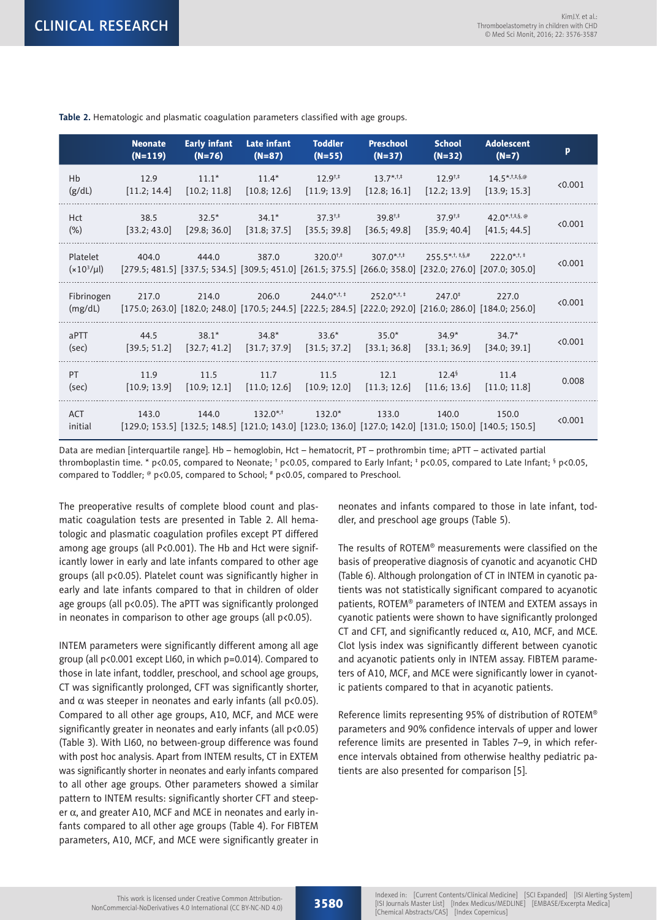**Table 2.** Hematologic and plasmatic coagulation parameters classified with age groups.

| | Neonate (N=119) | Early infant (N=76) | Late infant (N=87) | Toddler (N=55) | Preschool (N=37) | School (N=32) | Adolescent (N=7) | p |
|---|---|---|---|---|---|---|---|---|
| Hb (g/dL) | 12.9 [11.2; 14.4] | 11.1* [10.2; 11.8] | 11.4* [10.8; 12.6] | 12.9†,‡ [11.9; 13.9] | 13.7*,†,‡ [12.8; 16.1] | 12.9†,‡ [12.2; 13.9] | 14.5*,†,‡,§,@ [13.9; 15.3] | <0.001 |
| Hct (%) | 38.5 [33.2; 43.0] | 32.5* [29.8; 36.0] | 34.1* [31.8; 37.5] | 37.3†,‡ [35.5; 39.8] | 39.8†,‡ [36.5; 49.8] | 37.9†,‡ [35.9; 40.4] | 42.0*,†,‡,§,@ [41.5; 44.5] | <0.001 |
| Platelet ($\times10^3/\mu l$) | 404.0 [279.5; 481.5] | 444.0 [337.5; 534.5] | 387.0 [309.5; 451.0] | 320.0†,‡ [261.5; 375.5] | 307.0*,†,‡ [266.0; 358.0] | 255.5*,†,‡,§,# [232.0; 276.0] | 222.0*,†,‡ [207.0; 305.0] | <0.001 |
| Fibrinogen (mg/dL) | 217.0 [175.0; 263.0] | 214.0 [182.0; 248.0] | 206.0 [170.5; 244.5] | 244.0*,†,‡ [222.5; 284.5] | 252.0*,†,‡ [222.0; 292.0] | 247.0‡ [216.0; 286.0] | 227.0 [184.0; 256.0] | <0.001 |
| aPTT (sec) | 44.5 [39.5; 51.2] | 38.1* [32.7; 41.2] | 34.8* [31.7; 37.9] | 33.6* [31.5; 37.2] | 35.0* [33.1; 36.8] | 34.9* [33.1; 36.9] | 34.7* [34.0; 39.1] | <0.001 |
| PT (sec) | 11.9 [10.9; 13.9] | 11.5 [10.9; 12.1] | 11.7 [11.0; 12.6] | 11.5 [10.9; 12.0] | 12.1 [11.3; 12.6] | 12.4§ [11.6; 13.6] | 11.4 [11.0; 11.8] | 0.008 |
| ACT initial | 143.0 [129.0; 153.5] | 144.0 [132.5; 148.5] | 132.0*,† [121.0; 143.0] | 132.0* [123.0; 136.0] | 133.0 [127.0; 142.0] | 140.0 [131.0; 150.0] | 150.0 [140.5; 150.5] | <0.001 |

Data are median [interquartile range]. Hb – hemoglobin, Hct – hematocrit, PT – prothrombin time; aPTT – activated partial thromboplastin time. * p<0.05, compared to Neonate; † p<0.05, compared to Early Infant; ‡ p<0.05, compared to Late Infant; § p<0.05, compared to Toddler; @ p<0.05, compared to School; # p<0.05, compared to Preschool.

The preoperative results of complete blood count and plasmatic coagulation tests are presented in Table 2. All hematologic and plasmatic coagulation profiles except PT differed among age groups (all P<0.001). The Hb and Hct were significantly lower in early and late infants compared to other age groups (all p<0.05). Platelet count was significantly higher in early and late infants compared to that in children of older age groups (all p<0.05). The aPTT was significantly prolonged in neonates in comparison to other age groups (all p<0.05).

INTEM parameters were significantly different among all age group (all p<0.001 except LI60, in which p=0.014). Compared to those in late infant, toddler, preschool, and school age groups, CT was significantly prolonged, CFT was significantly shorter, and α was steeper in neonates and early infants (all p<0.05). Compared to all other age groups, A10, MCF, and MCE were significantly greater in neonates and early infants (all p<0.05) (Table 3). With LI60, no between-group difference was found with post hoc analysis. Apart from INTEM results, CT in EXTEM was significantly shorter in neonates and early infants compared to all other age groups. Other parameters showed a similar pattern to INTEM results: significantly shorter CFT and steeper α, and greater A10, MCF and MCE in neonates and early infants compared to all other age groups (Table 4). For FIBTEM parameters, A10, MCF, and MCE were significantly greater in neonates and infants compared to those in late infant, toddler, and preschool age groups (Table 5).

The results of ROTEM® measurements were classified on the basis of preoperative diagnosis of cyanotic and acyanotic CHD (Table 6). Although prolongation of CT in INTEM in cyanotic patients was not statistically significant compared to acyanotic patients, ROTEM® parameters of INTEM and EXTEM assays in cyanotic patients were shown to have significantly prolonged CT and CFT, and significantly reduced α, A10, MCF, and MCE. Clot lysis index was significantly different between cyanotic and acyanotic patients only in INTEM assay. FIBTEM parameters of A10, MCF, and MCE were significantly lower in cyanotic patients compared to that in acyanotic patients.

Reference limits representing 95% of distribution of ROTEM® parameters and 90% confidence intervals of upper and lower reference limits are presented in Tables 7–9, in which reference intervals obtained from otherwise healthy pediatric patients are also presented for comparison [5].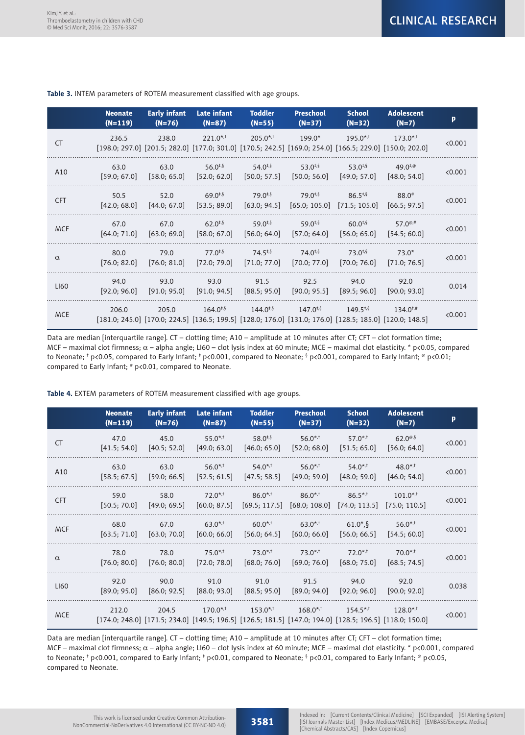**Table 3.** INTEM parameters of ROTEM measurement classified with age groups.

| | Neonate (N=119) | Early infant (N=76) | Late infant (N=87) | Toddler (N=55) | Preschool (N=37) | School (N=32) | Adolescent (N=7) | p |
|---|---|---|---|---|---|---|---|---|
| CT | 236.5 [198.0; 297.0] | 238.0 [201.5; 282.0] | 221.0*,† [177.0; 301.0] | 205.0*,† [170.5; 242.5] | 199.0* [169.0; 254.0] | 195.0*,† [166.5; 229.0] | 173.0*,† [150.0; 202.0] | <0.001 |
| A10 | 63.0 [59.0; 67.0] | 63.0 [58.0; 65.0] | 56.0‡,§ [52.0; 62.0] | 54.0‡,§ [50.0; 57.5] | 53.0‡,§ [50.0; 56.0] | 53.0‡,§ [49.0; 57.0] | 49.0‡,@ [48.0; 54.0] | <0.001 |
| CFT | 50.5 [42.0; 68.0] | 52.0 [44.0; 67.0] | 69.0‡,§ [53.5; 89.0] | 79.0‡,§ [63.0; 94.5] | 79.0‡,§ [65.0; 105.0] | 86.5‡,§ [71.5; 105.0] | 88.0# [66.5; 97.5] | <0.001 |
| MCF | 67.0 [64.0; 71.0] | 67.0 [63.0; 69.0] | 62.0‡,§ [58.0; 67.0] | 59.0‡,§ [56.0; 64.0] | 59.0‡,§ [57.0; 64.0] | 60.0‡,§ [56.0; 65.0] | 57.0@,# [54.5; 60.0] | <0.001 |
| α | 80.0 [76.0; 82.0] | 79.0 [76.0; 81.0] | 77.0‡,§ [72.0; 79.0] | 74.5‡,§ [71.0; 77.0] | 74.0‡,§ [70.0; 77.0] | 73.0‡,§ [70.0; 76.0] | 73.0* [71.0; 76.5] | <0.001 |
| LI60 | 94.0 [92.0; 96.0] | 93.0 [91.0; 95.0] | 93.0 [91.0; 94.5] | 91.5 [88.5; 95.0] | 92.5 [90.0; 95.5] | 94.0 [89.5; 96.0] | 92.0 [90.0; 93.0] | 0.014 |
| MCE | 206.0 [181.0; 245.0] | 205.0 [170.0; 224.5] | 164.0‡,§ [136.5; 199.5] | 144.0‡,§ [128.0; 176.0] | 147.0‡,§ [131.0; 176.0] | 149.5‡,§ [128.5; 185.0] | 134.0†,# [120.0; 148.5] | <0.001 |

Data are median [interquartile range]. CT – clotting time; A10 – amplitude at 10 minutes after CT; CFT – clot formation time; MCF – maximal clot firmness; α – alpha angle; LI60 – clot lysis index at 60 minute; MCE – maximal clot elasticity. * p<0.05, compared to Neonate; † p<0.05, compared to Early Infant; ‡ p<0.001, compared to Neonate; § p<0.001, compared to Early Infant; @ p<0.01; compared to Early Infant; # p<0.01, compared to Neonate.

**Table 4.** EXTEM parameters of ROTEM measurement classified with age groups.

| | Neonate (N=119) | Early infant (N=76) | Late infant (N=87) | Toddler (N=55) | Preschool (N=37) | School (N=32) | Adolescent (N=7) | p |
|---|---|---|---|---|---|---|---|---|
| CT | 47.0 [41.5; 54.0] | 45.0 [40.5; 52.0] | 55.0*,† [49.0; 63.0] | 58.0‡,§ [46.0; 65.0] | 56.0*,† [52.0; 68.0] | 57.0*,† [51.5; 65.0] | 62.0@,§ [56.0; 64.0] | <0.001 |
| A10 | 63.0 [58.5; 67.5] | 63.0 [59.0; 66.5] | 56.0*,† [52.5; 61.5] | 54.0*,† [47.5; 58.5] | 56.0*,† [49.0; 59.0] | 54.0*,† [48.0; 59.0] | 48.0*,† [46.0; 54.0] | <0.001 |
| CFT | 59.0 [50.5; 70.0] | 58.0 [49.0; 69.5] | 72.0*,† [60.0; 87.5] | 86.0*,† [69.5; 117.5] | 86.0*,† [68.0; 108.0] | 86.5*,† [74.0; 113.5] | 101.0*,† [75.0; 110.5] | <0.001 |
| MCF | 68.0 [63.5; 71.0] | 67.0 [63.0; 70.0] | 63.0*,† [60.0; 66.0] | 60.0*,† [56.0; 64.5] | 63.0*,† [60.0; 66.0] | 61.0*,§ [56.0; 66.5] | 56.0*,† [54.5; 60.0] | <0.001 |
| α | 78.0 [76.0; 80.0] | 78.0 [76.0; 80.0] | 75.0*,† [72.0; 78.0] | 73.0*,† [68.0; 76.0] | 73.0*,† [69.0; 76.0] | 72.0*,† [68.0; 75.0] | 70.0*,† [68.5; 74.5] | <0.001 |
| LI60 | 92.0 [89.0; 95.0] | 90.0 [86.0; 92.5] | 91.0 [88.0; 93.0] | 91.0 [88.5; 95.0] | 91.5 [89.0; 94.0] | 94.0 [92.0; 96.0] | 92.0 [90.0; 92.0] | 0.038 |
| MCE | 212.0 [174.0; 248.0] | 204.5 [171.5; 234.0] | 170.0*,† [149.5; 196.5] | 153.0*,† [126.5; 181.5] | 168.0*,† [147.0; 194.0] | 154.5*,† [128.5; 196.5] | 128.0*,† [118.0; 150.0] | <0.001 |

Data are median [interquartile range]. CT – clotting time; A10 – amplitude at 10 minutes after CT; CFT – clot formation time; MCF – maximal clot firmness; α – alpha angle; LI60 – clot lysis index at 60 minute; MCE – maximal clot elasticity. * p<0.001, compared to Neonate; † p<0.001, compared to Early Infant; ‡ p<0.01, compared to Neonate; § p<0.01, compared to Early Infant; @ p<0.05, compared to Neonate.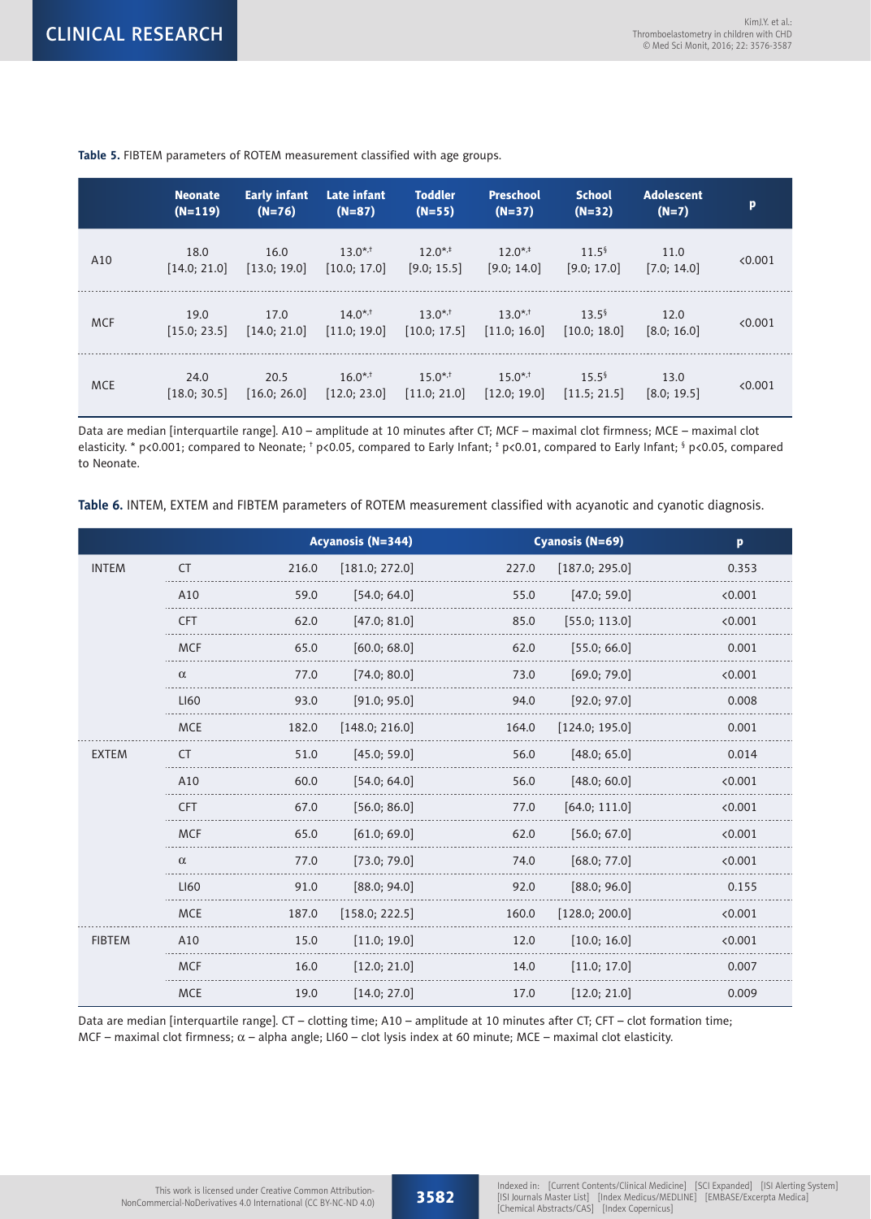**Table 5.** FIBTEM parameters of ROTEM measurement classified with age groups.

| | Neonate (N=119) | Early infant (N=76) | Late infant (N=87) | Toddler (N=55) | Preschool (N=37) | School (N=32) | Adolescent (N=7) | p |
|---|---|---|---|---|---|---|---|---|
| A10 | 18.0 [14.0; 21.0] | 16.0 [13.0; 19.0] | 13.0*,† [10.0; 17.0] | 12.0*,‡ [9.0; 15.5] | 12.0*,‡ [9.0; 14.0] | 11.5§ [9.0; 17.0] | 11.0 [7.0; 14.0] | <0.001 |
| MCF | 19.0 [15.0; 23.5] | 17.0 [14.0; 21.0] | 14.0*,† [11.0; 19.0] | 13.0*,† [10.0; 17.5] | 13.0*,† [11.0; 16.0] | 13.5§ [10.0; 18.0] | 12.0 [8.0; 16.0] | <0.001 |
| MCE | 24.0 [18.0; 30.5] | 20.5 [16.0; 26.0] | 16.0*,† [12.0; 23.0] | 15.0*,† [11.0; 21.0] | 15.0*,† [12.0; 19.0] | 15.5§ [11.5; 21.5] | 13.0 [8.0; 19.5] | <0.001 |

Data are median [interquartile range]. A10 – amplitude at 10 minutes after CT; MCF – maximal clot firmness; MCE – maximal clot elasticity. * p<0.001; compared to Neonate; † p<0.05, compared to Early Infant; ‡ p<0.01, compared to Early Infant; § p<0.05, compared to Neonate.

**Table 6.** INTEM, EXTEM and FIBTEM parameters of ROTEM measurement classified with acyanotic and cyanotic diagnosis.

| | | Acyanosis (N=344) | | Cyanosis (N=69) | | p |
|---|---|---|---|---|---|---|
| INTEM | CT | 216.0 | [181.0; 272.0] | 227.0 | [187.0; 295.0] | 0.353 |
| | A10 | 59.0 | [54.0; 64.0] | 55.0 | [47.0; 59.0] | <0.001 |
| | CFT | 62.0 | [47.0; 81.0] | 85.0 | [55.0; 113.0] | <0.001 |
| | MCF | 65.0 | [60.0; 68.0] | 62.0 | [55.0; 66.0] | 0.001 |
| | α | 77.0 | [74.0; 80.0] | 73.0 | [69.0; 79.0] | <0.001 |
| | LI60 | 93.0 | [91.0; 95.0] | 94.0 | [92.0; 97.0] | 0.008 |
| | MCE | 182.0 | [148.0; 216.0] | 164.0 | [124.0; 195.0] | 0.001 |
| EXTEM | CT | 51.0 | [45.0; 59.0] | 56.0 | [48.0; 65.0] | 0.014 |
| | A10 | 60.0 | [54.0; 64.0] | 56.0 | [48.0; 60.0] | <0.001 |
| | CFT | 67.0 | [56.0; 86.0] | 77.0 | [64.0; 111.0] | <0.001 |
| | MCF | 65.0 | [61.0; 69.0] | 62.0 | [56.0; 67.0] | <0.001 |
| | α | 77.0 | [73.0; 79.0] | 74.0 | [68.0; 77.0] | <0.001 |
| | LI60 | 91.0 | [88.0; 94.0] | 92.0 | [88.0; 96.0] | 0.155 |
| | MCE | 187.0 | [158.0; 222.5] | 160.0 | [128.0; 200.0] | <0.001 |
| FIBTEM | A10 | 15.0 | [11.0; 19.0] | 12.0 | [10.0; 16.0] | <0.001 |
| | MCF | 16.0 | [12.0; 21.0] | 14.0 | [11.0; 17.0] | 0.007 |
| | MCE | 19.0 | [14.0; 27.0] | 17.0 | [12.0; 21.0] | 0.009 |

Data are median [interquartile range]. CT – clotting time; A10 – amplitude at 10 minutes after CT; CFT – clot formation time; MCF – maximal clot firmness; α – alpha angle; LI60 – clot lysis index at 60 minute; MCE – maximal clot elasticity.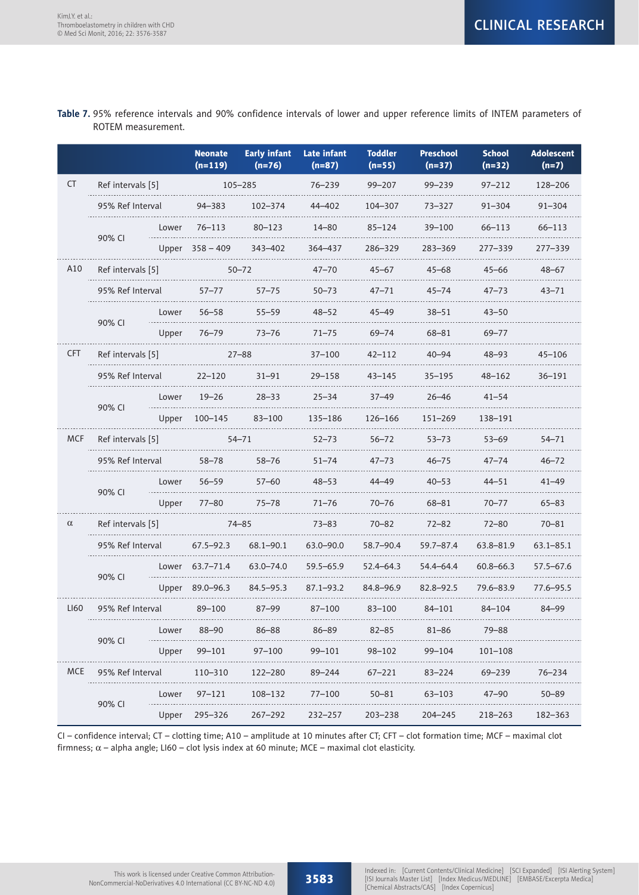**Table 7.** 95% reference intervals and 90% confidence intervals of lower and upper reference limits of INTEM parameters of ROTEM measurement.

| | | | Neonate (n=119) | Early infant (n=76) | Late infant (n=87) | Toddler (n=55) | Preschool (n=37) | School (n=32) | Adolescent (n=7) |
|---|---|---|---|---|---|---|---|---|---|
| CT | Ref intervals [5] | | 105–285 | | 76–239 | 99–207 | 99–239 | 97–212 | 128–206 |
| | 95% Ref Interval | | 94–383 | 102–374 | 44–402 | 104–307 | 73–327 | 91–304 | 91–304 |
| | 90% CI | Lower | 76–113 | 80–123 | 14–80 | 85–124 | 39–100 | 66–113 | 66–113 |
| | | Upper | 358 – 409 | 343–402 | 364–437 | 286–329 | 283–369 | 277–339 | 277–339 |
| A10 | Ref intervals [5] | | 50–72 | | 47–70 | 45–67 | 45–68 | 45–66 | 48–67 |
| | 95% Ref Interval | | 57–77 | 57–75 | 50–73 | 47–71 | 45–74 | 47–73 | 43–71 |
| | 90% CI | Lower | 56–58 | 55–59 | 48–52 | 45–49 | 38–51 | 43–50 | |
| | | Upper | 76–79 | 73–76 | 71–75 | 69–74 | 68–81 | 69–77 | |
| CFT | Ref intervals [5] | | 27–88 | | 37–100 | 42–112 | 40–94 | 48–93 | 45–106 |
| | 95% Ref Interval | | 22–120 | 31–91 | 29–158 | 43–145 | 35–195 | 48–162 | 36–191 |
| | 90% CI | Lower | 19–26 | 28–33 | 25–34 | 37–49 | 26–46 | 41–54 | |
| | | Upper | 100–145 | 83–100 | 135–186 | 126–166 | 151–269 | 138–191 | |
| MCF | Ref intervals [5] | | 54–71 | | 52–73 | 56–72 | 53–73 | 53–69 | 54–71 |
| | 95% Ref Interval | | 58–78 | 58–76 | 51–74 | 47–73 | 46–75 | 47–74 | 46–72 |
| | 90% CI | Lower | 56–59 | 57–60 | 48–53 | 44–49 | 40–53 | 44–51 | 41–49 |
| | | Upper | 77–80 | 75–78 | 71–76 | 70–76 | 68–81 | 70–77 | 65–83 |
| α | Ref intervals [5] | | 74–85 | | 73–83 | 70–82 | 72–82 | 72–80 | 70–81 |
| | 95% Ref Interval | | 67.5–92.3 | 68.1–90.1 | 63.0–90.0 | 58.7–90.4 | 59.7–87.4 | 63.8–81.9 | 63.1–85.1 |
| | 90% CI | Lower | 63.7–71.4 | 63.0–74.0 | 59.5–65.9 | 52.4–64.3 | 54.4–64.4 | 60.8–66.3 | 57.5–67.6 |
| | | Upper | 89.0–96.3 | 84.5–95.3 | 87.1–93.2 | 84.8–96.9 | 82.8–92.5 | 79.6–83.9 | 77.6–95.5 |
| LI60 | 95% Ref Interval | | 89–100 | 87–99 | 87–100 | 83–100 | 84–101 | 84–104 | 84–99 |
| | 90% CI | Lower | 88–90 | 86–88 | 86–89 | 82–85 | 81–86 | 79–88 | |
| | | Upper | 99–101 | 97–100 | 99–101 | 98–102 | 99–104 | 101–108 | |
| MCE | 95% Ref Interval | | 110–310 | 122–280 | 89–244 | 67–221 | 83–224 | 69–239 | 76–234 |
| | 90% CI | Lower | 97–121 | 108–132 | 77–100 | 50–81 | 63–103 | 47–90 | 50–89 |
| | | Upper | 295–326 | 267–292 | 232–257 | 203–238 | 204–245 | 218–263 | 182–363 |

CI – confidence interval; CT – clotting time; A10 – amplitude at 10 minutes after CT; CFT – clot formation time; MCF – maximal clot firmness; α – alpha angle; LI60 – clot lysis index at 60 minute; MCE – maximal clot elasticity.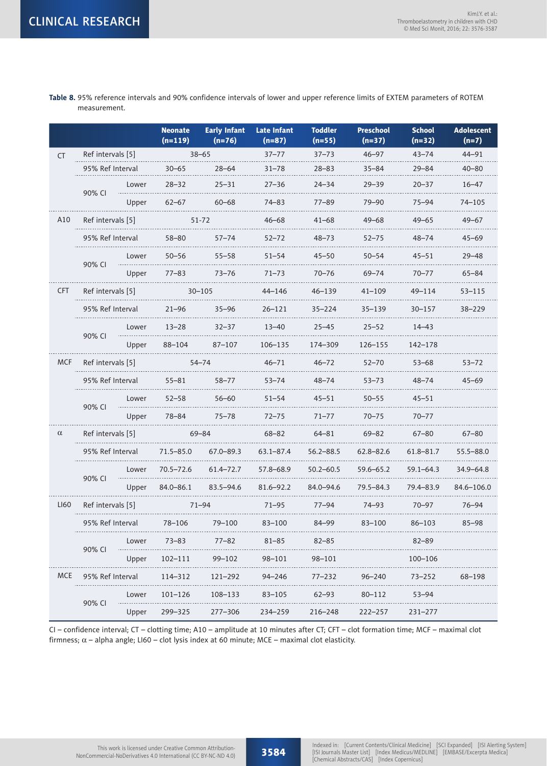**Table 8.** 95% reference intervals and 90% confidence intervals of lower and upper reference limits of EXTEM parameters of ROTEM measurement.

| | | | Neonate (n=119) | Early Infant (n=76) | Late Infant (n=87) | Toddler (n=55) | Preschool (n=37) | School (n=32) | Adolescent (n=7) |
|---|---|---|---|---|---|---|---|---|---|
| CT | Ref intervals [5] | | 38–65 | | 37–77 | 37–73 | 46–97 | 43–74 | 44–91 |
| | 95% Ref Interval | | 30–65 | 28–64 | 31–78 | 28–83 | 35–84 | 29–84 | 40–80 |
| | 90% CI | Lower | 28–32 | 25–31 | 27–36 | 24–34 | 29–39 | 20–37 | 16–47 |
| | | Upper | 62–67 | 60–68 | 74–83 | 77–89 | 79–90 | 75–94 | 74–105 |
| A10 | Ref intervals [5] | | 51-72 | | 46–68 | 41–68 | 49–68 | 49–65 | 49–67 |
| | 95% Ref Interval | | 58–80 | 57–74 | 52–72 | 48–73 | 52–75 | 48–74 | 45–69 |
| | 90% CI | Lower | 50–56 | 55–58 | 51–54 | 45–50 | 50–54 | 45–51 | 29–48 |
| | | Upper | 77–83 | 73–76 | 71–73 | 70–76 | 69–74 | 70–77 | 65–84 |
| CFT | Ref intervals [5] | | 30–105 | | 44–146 | 46–139 | 41–109 | 49–114 | 53–115 |
| | 95% Ref Interval | | 21–96 | 35–96 | 26–121 | 35–224 | 35–139 | 30–157 | 38–229 |
| | 90% CI | Lower | 13–28 | 32–37 | 13–40 | 25–45 | 25–52 | 14–43 | |
| | | Upper | 88–104 | 87–107 | 106–135 | 174–309 | 126–155 | 142–178 | |
| MCF | Ref intervals [5] | | 54–74 | | 46–71 | 46–72 | 52–70 | 53–68 | 53–72 |
| | 95% Ref Interval | | 55–81 | 58–77 | 53–74 | 48–74 | 53–73 | 48–74 | 45–69 |
| | 90% CI | Lower | 52–58 | 56–60 | 51–54 | 45–51 | 50–55 | 45–51 | |
| | | Upper | 78–84 | 75–78 | 72–75 | 71–77 | 70–75 | 70–77 | |
| α | Ref intervals [5] | | 69–84 | | 68–82 | 64–81 | 69–82 | 67–80 | 67–80 |
| | 95% Ref Interval | | 71.5–85.0 | 67.0–89.3 | 63.1–87.4 | 56.2–88.5 | 62.8–82.6 | 61.8–81.7 | 55.5–88.0 |
| | 90% CI | Lower | 70.5–72.6 | 61.4–72.7 | 57.8–68.9 | 50.2–60.5 | 59.6–65.2 | 59.1–64.3 | 34.9–64.8 |
| | | Upper | 84.0–86.1 | 83.5–94.6 | 81.6–92.2 | 84.0–94.6 | 79.5–84.3 | 79.4–83.9 | 84.6–106.0 |
| LI60 | Ref intervals [5] | | 71–94 | | 71–95 | 77–94 | 74–93 | 70–97 | 76–94 |
| | 95% Ref Interval | | 78–106 | 79–100 | 83–100 | 84–99 | 83–100 | 86–103 | 85–98 |
| | 90% CI | Lower | 73–83 | 77–82 | 81–85 | 82–85 | | 82–89 | |
| | | Upper | 102–111 | 99–102 | 98–101 | 98–101 | | 100–106 | |
| MCE | 95% Ref Interval | | 114–312 | 121–292 | 94–246 | 77–232 | 96–240 | 73–252 | 68–198 |
| | 90% CI | Lower | 101–126 | 108–133 | 83–105 | 62–93 | 80–112 | 53–94 | |
| | | Upper | 299–325 | 277–306 | 234–259 | 216–248 | 222–257 | 231–277 | |

CI – confidence interval; CT – clotting time; A10 – amplitude at 10 minutes after CT; CFT – clot formation time; MCF – maximal clot firmness; α – alpha angle; LI60 – clot lysis index at 60 minute; MCE – maximal clot elasticity.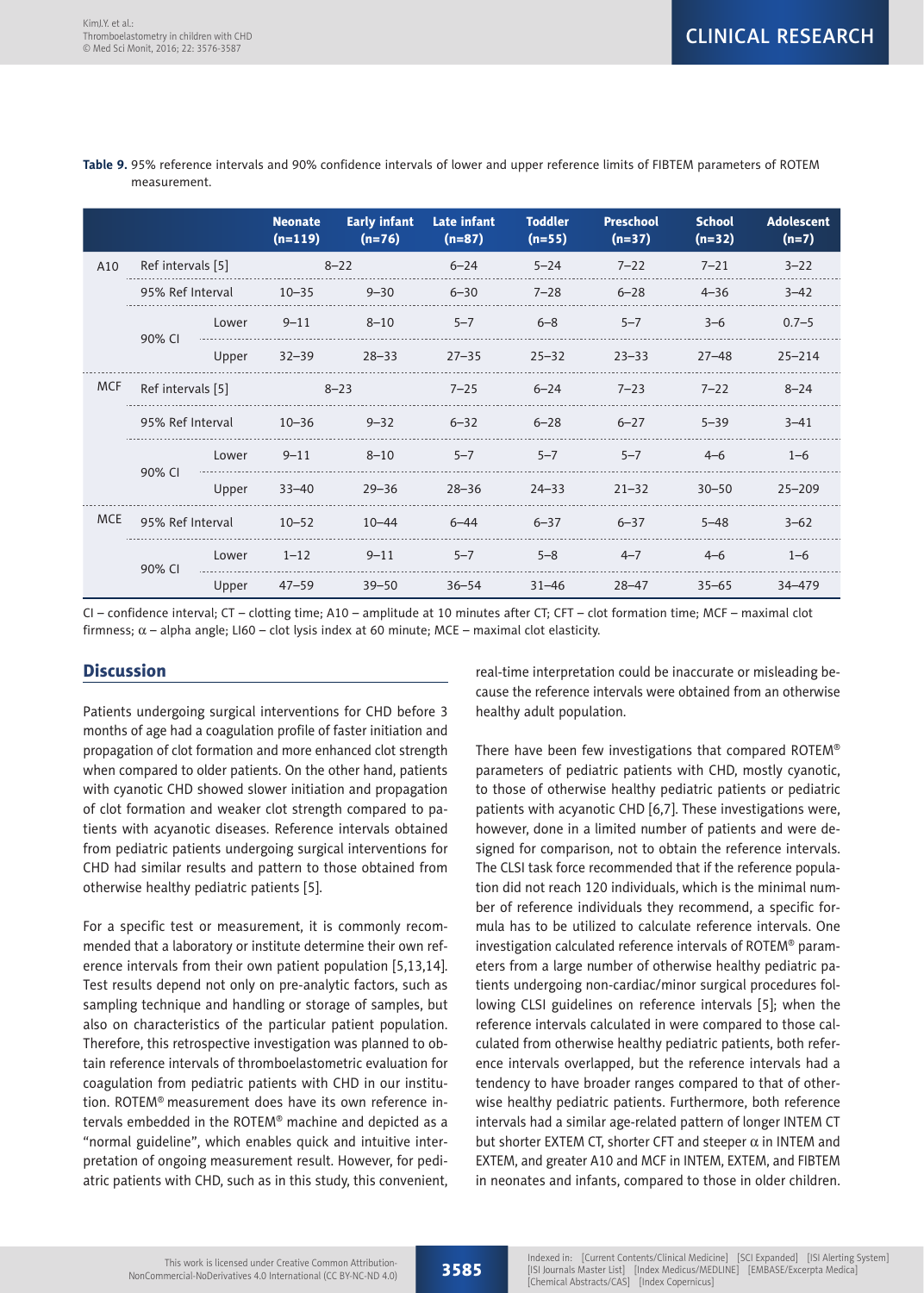**Table 9.** 95% reference intervals and 90% confidence intervals of lower and upper reference limits of FIBTEM parameters of ROTEM measurement.

| | | | Neonate (n=119) | Early infant (n=76) | Late infant (n=87) | Toddler (n=55) | Preschool (n=37) | School (n=32) | Adolescent (n=7) |
|---|---|---|---|---|---|---|---|---|---|
| A10 | Ref intervals [5] | | 8–22 | | 6–24 | 5–24 | 7–22 | 7–21 | 3–22 |
| | 95% Ref Interval | | 10–35 | 9–30 | 6–30 | 7–28 | 6–28 | 4–36 | 3–42 |
| | 90% CI | Lower | 9–11 | 8–10 | 5–7 | 6–8 | 5–7 | 3–6 | 0.7–5 |
| | | Upper | 32–39 | 28–33 | 27–35 | 25–32 | 23–33 | 27–48 | 25–214 |
| MCF | Ref intervals [5] | | 8–23 | | 7–25 | 6–24 | 7–23 | 7–22 | 8–24 |
| | 95% Ref Interval | | 10–36 | 9–32 | 6–32 | 6–28 | 6–27 | 5–39 | 3–41 |
| | 90% CI | Lower | 9–11 | 8–10 | 5–7 | 5–7 | 5–7 | 4–6 | 1–6 |
| | | Upper | 33–40 | 29–36 | 28–36 | 24–33 | 21–32 | 30–50 | 25–209 |
| MCE | 95% Ref Interval | | 10–52 | 10–44 | 6–44 | 6–37 | 6–37 | 5–48 | 3–62 |
| | 90% CI | Lower | 1–12 | 9–11 | 5–7 | 5–8 | 4–7 | 4–6 | 1–6 |
| | | Upper | 47–59 | 39–50 | 36–54 | 31–46 | 28–47 | 35–65 | 34–479 |

CI – confidence interval; CT – clotting time; A10 – amplitude at 10 minutes after CT; CFT – clot formation time; MCF – maximal clot firmness; $\alpha$ – alpha angle; LI60 – clot lysis index at 60 minute; MCE – maximal clot elasticity.

## Discussion

Patients undergoing surgical interventions for CHD before 3 months of age had a coagulation profile of faster initiation and propagation of clot formation and more enhanced clot strength when compared to older patients. On the other hand, patients with cyanotic CHD showed slower initiation and propagation of clot formation and weaker clot strength compared to patients with acyanotic diseases. Reference intervals obtained from pediatric patients undergoing surgical interventions for CHD had similar results and pattern to those obtained from otherwise healthy pediatric patients [5].

For a specific test or measurement, it is commonly recommended that a laboratory or institute determine their own reference intervals from their own patient population [5,13,14]. Test results depend not only on pre-analytic factors, such as sampling technique and handling or storage of samples, but also on characteristics of the particular patient population. Therefore, this retrospective investigation was planned to obtain reference intervals of thromboelastometric evaluation for coagulation from pediatric patients with CHD in our institution. ROTEM® measurement does have its own reference intervals embedded in the ROTEM® machine and depicted as a "normal guideline", which enables quick and intuitive interpretation of ongoing measurement result. However, for pediatric patients with CHD, such as in this study, this convenient, real-time interpretation could be inaccurate or misleading because the reference intervals were obtained from an otherwise healthy adult population.

There have been few investigations that compared ROTEM® parameters of pediatric patients with CHD, mostly cyanotic, to those of otherwise healthy pediatric patients or pediatric patients with acyanotic CHD [6,7]. These investigations were, however, done in a limited number of patients and were designed for comparison, not to obtain the reference intervals. The CLSI task force recommended that if the reference population did not reach 120 individuals, which is the minimal number of reference individuals they recommend, a specific formula has to be utilized to calculate reference intervals. One investigation calculated reference intervals of ROTEM® parameters from a large number of otherwise healthy pediatric patients undergoing non-cardiac/minor surgical procedures following CLSI guidelines on reference intervals [5]; when the reference intervals calculated in were compared to those calculated from otherwise healthy pediatric patients, both reference intervals overlapped, but the reference intervals had a tendency to have broader ranges compared to that of otherwise healthy pediatric patients. Furthermore, both reference intervals had a similar age-related pattern of longer INTEM CT but shorter EXTEM CT, shorter CFT and steeper $\alpha$ in INTEM and EXTEM, and greater A10 and MCF in INTEM, EXTEM, and FIBTEM in neonates and infants, compared to those in older children.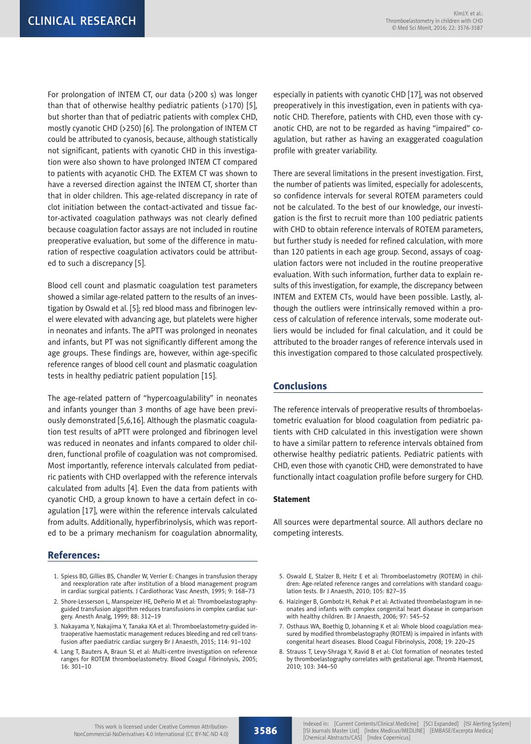For prolongation of INTEM CT, our data (>200 s) was longer than that of otherwise healthy pediatric patients (>170) [5], but shorter than that of pediatric patients with complex CHD, mostly cyanotic CHD (>250) [6]. The prolongation of INTEM CT could be attributed to cyanosis, because, although statistically not significant, patients with cyanotic CHD in this investigation were also shown to have prolonged INTEM CT compared to patients with acyanotic CHD. The EXTEM CT was shown to have a reversed direction against the INTEM CT, shorter than that in older children. This age-related discrepancy in rate of clot initiation between the contact-activated and tissue factor-activated coagulation pathways was not clearly defined because coagulation factor assays are not included in routine preoperative evaluation, but some of the difference in maturation of respective coagulation activators could be attributed to such a discrepancy [5].

Blood cell count and plasmatic coagulation test parameters showed a similar age-related pattern to the results of an investigation by Oswald et al. [5]; red blood mass and fibrinogen level were elevated with advancing age, but platelets were higher in neonates and infants. The aPTT was prolonged in neonates and infants, but PT was not significantly different among the age groups. These findings are, however, within age-specific reference ranges of blood cell count and plasmatic coagulation tests in healthy pediatric patient population [15].

The age-related pattern of "hypercoagulability" in neonates and infants younger than 3 months of age have been previously demonstrated [5,6,16]. Although the plasmatic coagulation test results of aPTT were prolonged and fibrinogen level was reduced in neonates and infants compared to older children, functional profile of coagulation was not compromised. Most importantly, reference intervals calculated from pediatric patients with CHD overlapped with the reference intervals calculated from adults [4]. Even the data from patients with cyanotic CHD, a group known to have a certain defect in coagulation [17], were within the reference intervals calculated from adults. Additionally, hyperfibrinolysis, which was reported to be a primary mechanism for coagulation abnormality, especially in patients with cyanotic CHD [17], was not observed preoperatively in this investigation, even in patients with cyanotic CHD. Therefore, patients with CHD, even those with cyanotic CHD, are not to be regarded as having "impaired" coagulation, but rather as having an exaggerated coagulation profile with greater variability.

There are several limitations in the present investigation. First, the number of patients was limited, especially for adolescents, so confidence intervals for several ROTEM parameters could not be calculated. To the best of our knowledge, our investigation is the first to recruit more than 100 pediatric patients with CHD to obtain reference intervals of ROTEM parameters, but further study is needed for refined calculation, with more than 120 patients in each age group. Second, assays of coagulation factors were not included in the routine preoperative evaluation. With such information, further data to explain results of this investigation, for example, the discrepancy between INTEM and EXTEM CTs, would have been possible. Lastly, although the outliers were intrinsically removed within a process of calculation of reference intervals, some moderate outliers would be included for final calculation, and it could be attributed to the broader ranges of reference intervals used in this investigation compared to those calculated prospectively.

## Conclusions

The reference intervals of preoperative results of thromboelastometric evaluation for blood coagulation from pediatric patients with CHD calculated in this investigation were shown to have a similar pattern to reference intervals obtained from otherwise healthy pediatric patients. Pediatric patients with CHD, even those with cyanotic CHD, were demonstrated to have functionally intact coagulation profile before surgery for CHD.

#### Statement

All sources were departmental source. All authors declare no competing interests.

## References:

1. Spiess BD, Gillies BS, Chandler W, Verrier E: Changes in transfusion therapy and reexploration rate after institution of a blood management program in cardiac surgical patients. J Cardiothorac Vasc Anesth, 1995; 9: 168–73
2. Shore-Lesserson L, Manspeizer HE, DePerio M et al: Thromboelastography-guided transfusion algorithm reduces transfusions in complex cardiac surgery. Anesth Analg, 1999; 88: 312–19
3. Nakayama Y, Nakajima Y, Tanaka KA et al: Thromboelastometry-guided intraoperative haemostatic management reduces bleeding and red cell transfusion after paediatric cardiac surgery Br J Anaesth, 2015; 114: 91–102
4. Lang T, Bauters A, Braun SL et al: Multi-centre investigation on reference ranges for ROTEM thromboelastometry. Blood Coagul Fibrinolysis, 2005; 16: 301–10
5. Oswald E, Stalzer B, Heitz E et al: Thromboelastometry (ROTEM) in children: Age-related reference ranges and correlations with standard coagulation tests. Br J Anaesth, 2010; 105: 827–35
6. Haizinger B, Gombotz H, Rehak P et al: Activated thrombelastogram in neonates and infants with complex congenital heart disease in comparison with healthy children. Br J Anaesth, 2006; 97: 545–52
7. Osthaus WA, Boethig D, Johanning K et al: Whole blood coagulation measured by modified thrombelastography (ROTEM) is impaired in infants with congenital heart diseases. Blood Coagul Fibrinolysis, 2008; 19: 220–25
8. Strauss T, Levy-Shraga Y, Ravid B et al: Clot formation of neonates tested by thromboelastography correlates with gestational age. Thromb Haemost, 2010; 103: 344–50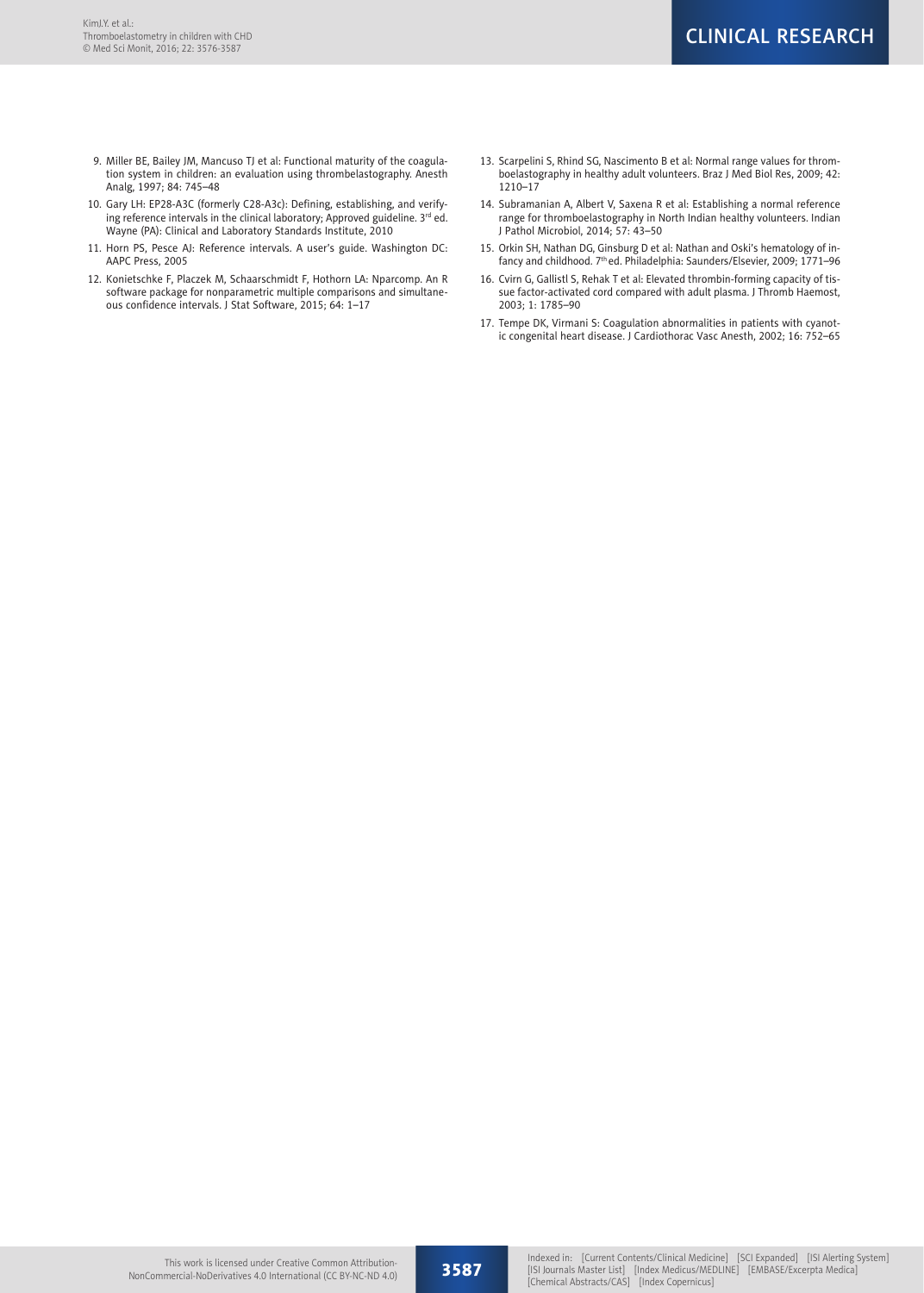9. Miller BE, Bailey JM, Mancuso TJ et al: Functional maturity of the coagulation system in children: an evaluation using thrombelastography. Anesth Analg, 1997; 84: 745–48
10. Gary LH: EP28-A3C (formerly C28-A3c): Defining, establishing, and verifying reference intervals in the clinical laboratory; Approved guideline. 3rd ed. Wayne (PA): Clinical and Laboratory Standards Institute, 2010
11. Horn PS, Pesce AJ: Reference intervals. A user's guide. Washington DC: AAPC Press, 2005
12. Konietschke F, Placzek M, Schaarschmidt F, Hothorn LA: Nparcomp. An R software package for nonparametric multiple comparisons and simultaneous confidence intervals. J Stat Software, 2015; 64: 1–17
13. Scarpelini S, Rhind SG, Nascimento B et al: Normal range values for thromboelastography in healthy adult volunteers. Braz J Med Biol Res, 2009; 42: 1210–17
14. Subramanian A, Albert V, Saxena R et al: Establishing a normal reference range for thromboelastography in North Indian healthy volunteers. Indian J Pathol Microbiol, 2014; 57: 43–50
15. Orkin SH, Nathan DG, Ginsburg D et al: Nathan and Oski's hematology of infancy and childhood. 7th ed. Philadelphia: Saunders/Elsevier, 2009; 1771–96
16. Cvirn G, Gallistl S, Rehak T et al: Elevated thrombin-forming capacity of tissue factor-activated cord compared with adult plasma. J Thromb Haemost, 2003; 1: 1785–90
17. Tempe DK, Virmani S: Coagulation abnormalities in patients with cyanotic congenital heart disease. J Cardiothorac Vasc Anesth, 2002; 16: 752–65

This work is licensed under Creative Common Attribution-NonCommercial-NoDerivatives 4.0 International (CC BY-NC-ND 4.0)

Indexed in: [Current Contents/Clinical Medicine] [SCI Expanded] [ISI Alerting System] [ISI Journals Master List] [Index Medicus/MEDLINE] [EMBASE/Excerpta Medica] [Chemical Abstracts/CAS] [Index Copernicus]